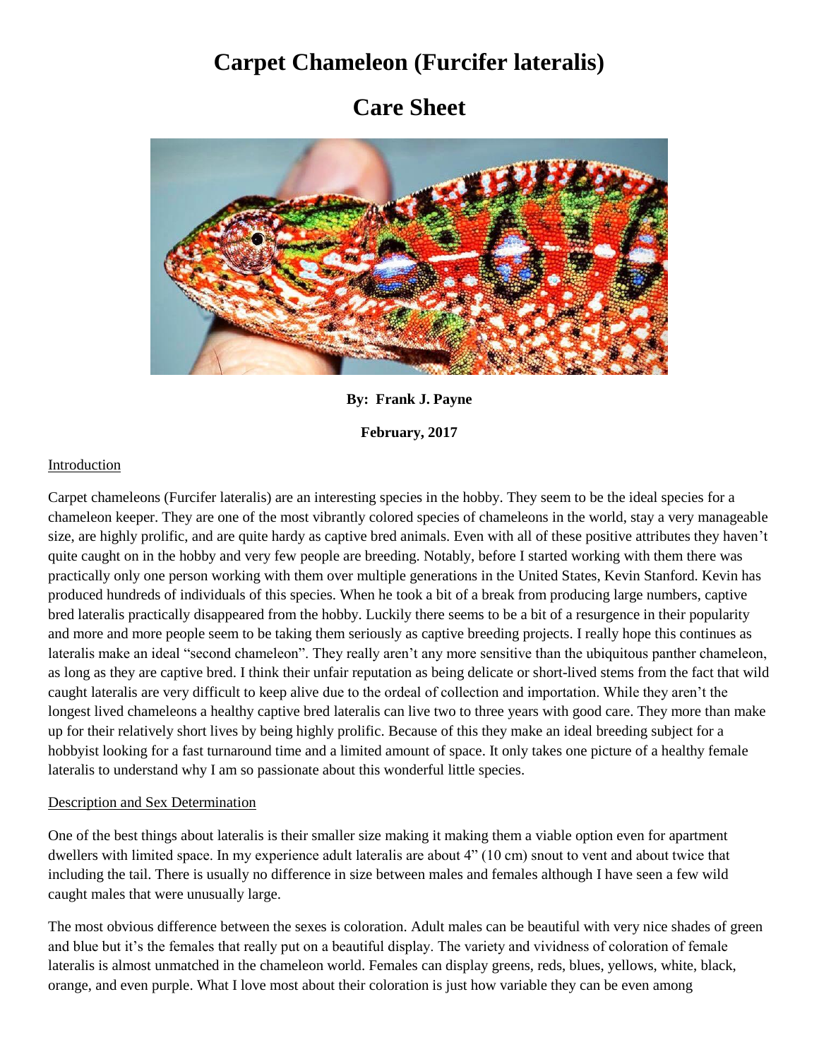# Carpet Chameleon (Furcifer lateralis)

# Care Sheet

**By: Frank J. Payne**

**February, 2017**

## Introduction

Carpet chameleons (Furcifer lateralis) are an interesting species in the hobby. They seem to be the ideal species for a chameleon keeper. They are one of the most vibrantly colored species of chameleons in the world, stay a very manageable size, are highly prolific, and are quite hardy as captive bred animals. Even with all of these positive attributes they haven't quite caught on in the hobby and very few people are breeding. Notably, before I started working with them there was practically only one person working with them over multiple generations in the United States, Kevin Stanford. Kevin has produced hundreds of individuals of this species. When he took a bit of a break from producing large numbers, captive bred lateralis practically disappeared from the hobby. Luckily there seems to be a bit of a resurgence in their popularity and more and more people seem to be taking them seriously as captive breeding projects. I really hope this continues as lateralis make an ideal "second chameleon". They really aren't any more sensitive than the ubiquitous panther chameleon, as long as they are captive bred. I think their unfair reputation as being delicate or short-lived stems from the fact that wild caught lateralis are very difficult to keep alive due to the ordeal of collection and importation. While they aren't the longest lived chameleons a healthy captive bred lateralis can live two to three years with good care. They more than make up for their relatively short lives by being highly prolific. Because of this they make an ideal breeding subject for a hobbyist looking for a fast turnaround time and a limited amount of space. It only takes one picture of a healthy female lateralis to understand why I am so passionate about this wonderful little species.

## Description and Sex Determination

One of the best things about lateralis is their smaller size making it making them a viable option even for apartment dwellers with limited space. In my experience adult lateralis are about 4" (10 cm) snout to vent and about twice that including the tail. There is usually no difference in size between males and females although I have seen a few wild caught males that were unusually large.

The most obvious difference between the sexes is coloration. Adult males can be beautiful with very nice shades of green and blue but it's the females that really put on a beautiful display. The variety and vividness of coloration of female lateralis is almost unmatched in the chameleon world. Females can display greens, reds, blues, yellows, white, black, orange, and even purple. What I love most about their coloration is just how variable they can be even among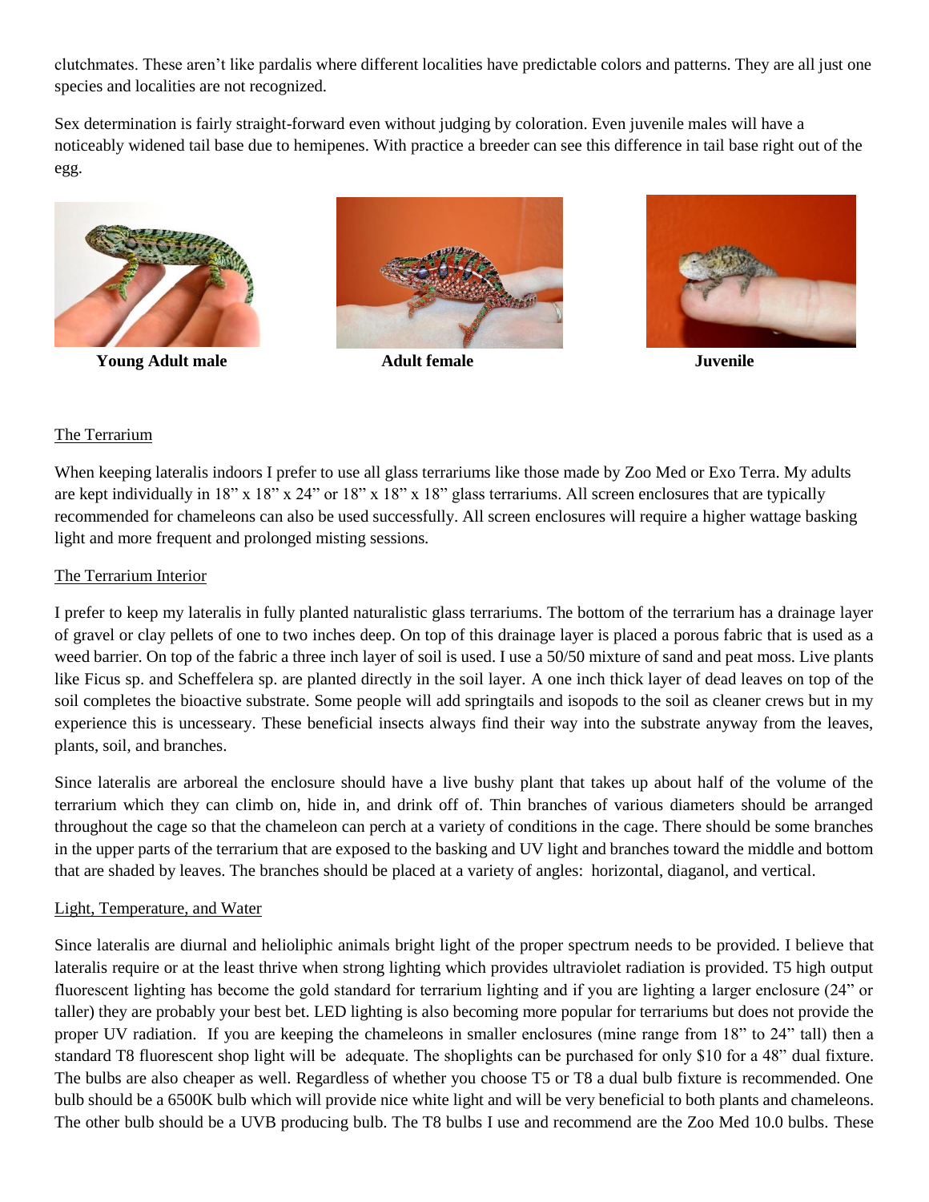clutchmates. These aren't like pardalis where different localities have predictable colors and patterns. They are all just one species and localities are not recognized.

Sex determination is fairly straight-forward even without judging by coloration. Even juvenile males will have a noticeably widened tail base due to hemipenes. With practice a breeder can see this difference in tail base right out of the egg.

**Young Adult male** **Adult female** **Juvenile**

## The Terrarium

When keeping lateralis indoors I prefer to use all glass terrariums like those made by Zoo Med or Exo Terra. My adults are kept individually in 18" x 18" x 24" or 18" x 18" x 18" glass terrariums. All screen enclosures that are typically recommended for chameleons can also be used successfully. All screen enclosures will require a higher wattage basking light and more frequent and prolonged misting sessions.

## The Terrarium Interior

I prefer to keep my lateralis in fully planted naturalistic glass terrariums. The bottom of the terrarium has a drainage layer of gravel or clay pellets of one to two inches deep. On top of this drainage layer is placed a porous fabric that is used as a weed barrier. On top of the fabric a three inch layer of soil is used. I use a 50/50 mixture of sand and peat moss. Live plants like Ficus sp. and Scheffelera sp. are planted directly in the soil layer. A one inch thick layer of dead leaves on top of the soil completes the bioactive substrate. Some people will add springtails and isopods to the soil as cleaner crews but in my experience this is uncesseary. These beneficial insects always find their way into the substrate anyway from the leaves, plants, soil, and branches.

Since lateralis are arboreal the enclosure should have a live bushy plant that takes up about half of the volume of the terrarium which they can climb on, hide in, and drink off of. Thin branches of various diameters should be arranged throughout the cage so that the chameleon can perch at a variety of conditions in the cage. There should be some branches in the upper parts of the terrarium that are exposed to the basking and UV light and branches toward the middle and bottom that are shaded by leaves. The branches should be placed at a variety of angles: horizontal, diaganol, and vertical.

## Light, Temperature, and Water

Since lateralis are diurnal and helioliphic animals bright light of the proper spectrum needs to be provided. I believe that lateralis require or at the least thrive when strong lighting which provides ultraviolet radiation is provided. T5 high output fluorescent lighting has become the gold standard for terrarium lighting and if you are lighting a larger enclosure (24" or taller) they are probably your best bet. LED lighting is also becoming more popular for terrariums but does not provide the proper UV radiation. If you are keeping the chameleons in smaller enclosures (mine range from 18" to 24" tall) then a standard T8 fluorescent shop light will be adequate. The shoplights can be purchased for only $10 for a 48" dual fixture. The bulbs are also cheaper as well. Regardless of whether you choose T5 or T8 a dual bulb fixture is recommended. One bulb should be a 6500K bulb which will provide nice white light and will be very beneficial to both plants and chameleons. The other bulb should be a UVB producing bulb. The T8 bulbs I use and recommend are the Zoo Med 10.0 bulbs. These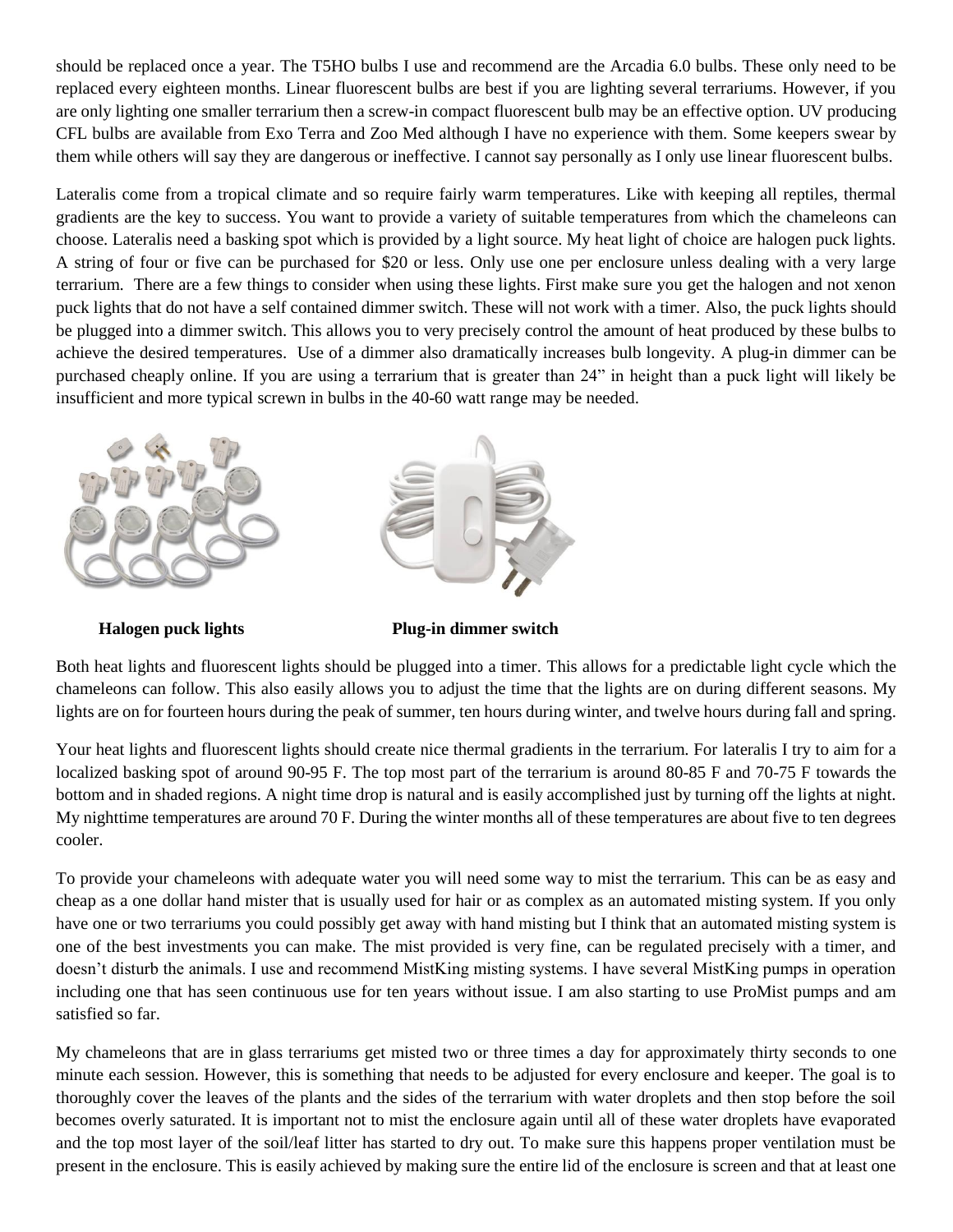should be replaced once a year. The T5HO bulbs I use and recommend are the Arcadia 6.0 bulbs. These only need to be replaced every eighteen months. Linear fluorescent bulbs are best if you are lighting several terrariums. However, if you are only lighting one smaller terrarium then a screw-in compact fluorescent bulb may be an effective option. UV producing CFL bulbs are available from Exo Terra and Zoo Med although I have no experience with them. Some keepers swear by them while others will say they are dangerous or ineffective. I cannot say personally as I only use linear fluorescent bulbs.

Lateralis come from a tropical climate and so require fairly warm temperatures. Like with keeping all reptiles, thermal gradients are the key to success. You want to provide a variety of suitable temperatures from which the chameleons can choose. Lateralis need a basking spot which is provided by a light source. My heat light of choice are halogen puck lights. A string of four or five can be purchased for $20 or less. Only use one per enclosure unless dealing with a very large terrarium. There are a few things to consider when using these lights. First make sure you get the halogen and not xenon puck lights that do not have a self contained dimmer switch. These will not work with a timer. Also, the puck lights should be plugged into a dimmer switch. This allows you to very precisely control the amount of heat produced by these bulbs to achieve the desired temperatures. Use of a dimmer also dramatically increases bulb longevity. A plug-in dimmer can be purchased cheaply online. If you are using a terrarium that is greater than 24" in height than a puck light will likely be insufficient and more typical screwn in bulbs in the 40-60 watt range may be needed.

**Halogen puck lights** **Plug-in dimmer switch**

Both heat lights and fluorescent lights should be plugged into a timer. This allows for a predictable light cycle which the chameleons can follow. This also easily allows you to adjust the time that the lights are on during different seasons. My lights are on for fourteen hours during the peak of summer, ten hours during winter, and twelve hours during fall and spring.

Your heat lights and fluorescent lights should create nice thermal gradients in the terrarium. For lateralis I try to aim for a localized basking spot of around 90-95 F. The top most part of the terrarium is around 80-85 F and 70-75 F towards the bottom and in shaded regions. A night time drop is natural and is easily accomplished just by turning off the lights at night. My nighttime temperatures are around 70 F. During the winter months all of these temperatures are about five to ten degrees cooler.

To provide your chameleons with adequate water you will need some way to mist the terrarium. This can be as easy and cheap as a one dollar hand mister that is usually used for hair or as complex as an automated misting system. If you only have one or two terrariums you could possibly get away with hand misting but I think that an automated misting system is one of the best investments you can make. The mist provided is very fine, can be regulated precisely with a timer, and doesn't disturb the animals. I use and recommend MistKing misting systems. I have several MistKing pumps in operation including one that has seen continuous use for ten years without issue. I am also starting to use ProMist pumps and am satisfied so far.

My chameleons that are in glass terrariums get misted two or three times a day for approximately thirty seconds to one minute each session. However, this is something that needs to be adjusted for every enclosure and keeper. The goal is to thoroughly cover the leaves of the plants and the sides of the terrarium with water droplets and then stop before the soil becomes overly saturated. It is important not to mist the enclosure again until all of these water droplets have evaporated and the top most layer of the soil/leaf litter has started to dry out. To make sure this happens proper ventilation must be present in the enclosure. This is easily achieved by making sure the entire lid of the enclosure is screen and that at least one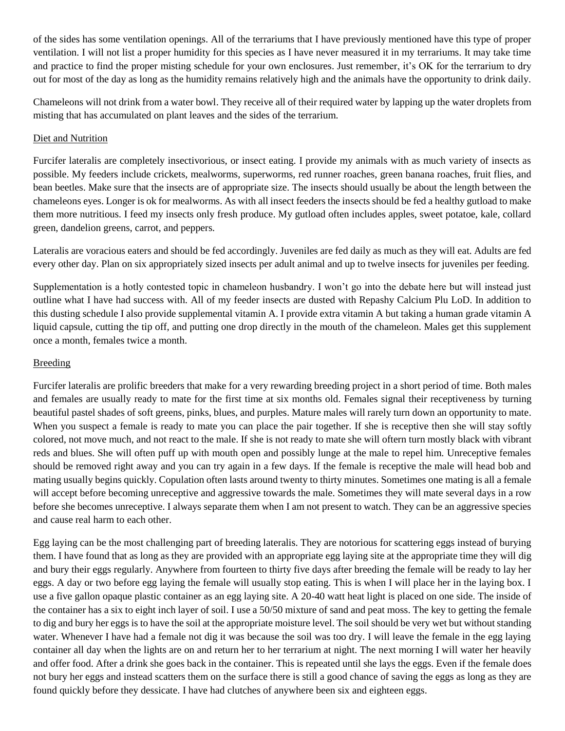of the sides has some ventilation openings. All of the terrariums that I have previously mentioned have this type of proper ventilation. I will not list a proper humidity for this species as I have never measured it in my terrariums. It may take time and practice to find the proper misting schedule for your own enclosures. Just remember, it's OK for the terrarium to dry out for most of the day as long as the humidity remains relatively high and the animals have the opportunity to drink daily.

Chameleons will not drink from a water bowl. They receive all of their required water by lapping up the water droplets from misting that has accumulated on plant leaves and the sides of the terrarium.

## Diet and Nutrition

Furcifer lateralis are completely insectivorious, or insect eating. I provide my animals with as much variety of insects as possible. My feeders include crickets, mealworms, superworms, red runner roaches, green banana roaches, fruit flies, and bean beetles. Make sure that the insects are of appropriate size. The insects should usually be about the length between the chameleons eyes. Longer is ok for mealworms. As with all insect feeders the insects should be fed a healthy gutload to make them more nutritious. I feed my insects only fresh produce. My gutload often includes apples, sweet potatoe, kale, collard green, dandelion greens, carrot, and peppers.

Lateralis are voracious eaters and should be fed accordingly. Juveniles are fed daily as much as they will eat. Adults are fed every other day. Plan on six appropriately sized insects per adult animal and up to twelve insects for juveniles per feeding.

Supplementation is a hotly contested topic in chameleon husbandry. I won't go into the debate here but will instead just outline what I have had success with. All of my feeder insects are dusted with Repashy Calcium Plu LoD. In addition to this dusting schedule I also provide supplemental vitamin A. I provide extra vitamin A but taking a human grade vitamin A liquid capsule, cutting the tip off, and putting one drop directly in the mouth of the chameleon. Males get this supplement once a month, females twice a month.

## Breeding

Furcifer lateralis are prolific breeders that make for a very rewarding breeding project in a short period of time. Both males and females are usually ready to mate for the first time at six months old. Females signal their receptiveness by turning beautiful pastel shades of soft greens, pinks, blues, and purples. Mature males will rarely turn down an opportunity to mate. When you suspect a female is ready to mate you can place the pair together. If she is receptive then she will stay softly colored, not move much, and not react to the male. If she is not ready to mate she will oftern turn mostly black with vibrant reds and blues. She will often puff up with mouth open and possibly lunge at the male to repel him. Unreceptive females should be removed right away and you can try again in a few days. If the female is receptive the male will head bob and mating usually begins quickly. Copulation often lasts around twenty to thirty minutes. Sometimes one mating is all a female will accept before becoming unreceptive and aggressive towards the male. Sometimes they will mate several days in a row before she becomes unreceptive. I always separate them when I am not present to watch. They can be an aggressive species and cause real harm to each other.

Egg laying can be the most challenging part of breeding lateralis. They are notorious for scattering eggs instead of burying them. I have found that as long as they are provided with an appropriate egg laying site at the appropriate time they will dig and bury their eggs regularly. Anywhere from fourteen to thirty five days after breeding the female will be ready to lay her eggs. A day or two before egg laying the female will usually stop eating. This is when I will place her in the laying box. I use a five gallon opaque plastic container as an egg laying site. A 20-40 watt heat light is placed on one side. The inside of the container has a six to eight inch layer of soil. I use a 50/50 mixture of sand and peat moss. The key to getting the female to dig and bury her eggs is to have the soil at the appropriate moisture level. The soil should be very wet but without standing water. Whenever I have had a female not dig it was because the soil was too dry. I will leave the female in the egg laying container all day when the lights are on and return her to her terrarium at night. The next morning I will water her heavily and offer food. After a drink she goes back in the container. This is repeated until she lays the eggs. Even if the female does not bury her eggs and instead scatters them on the surface there is still a good chance of saving the eggs as long as they are found quickly before they dessicate. I have had clutches of anywhere been six and eighteen eggs.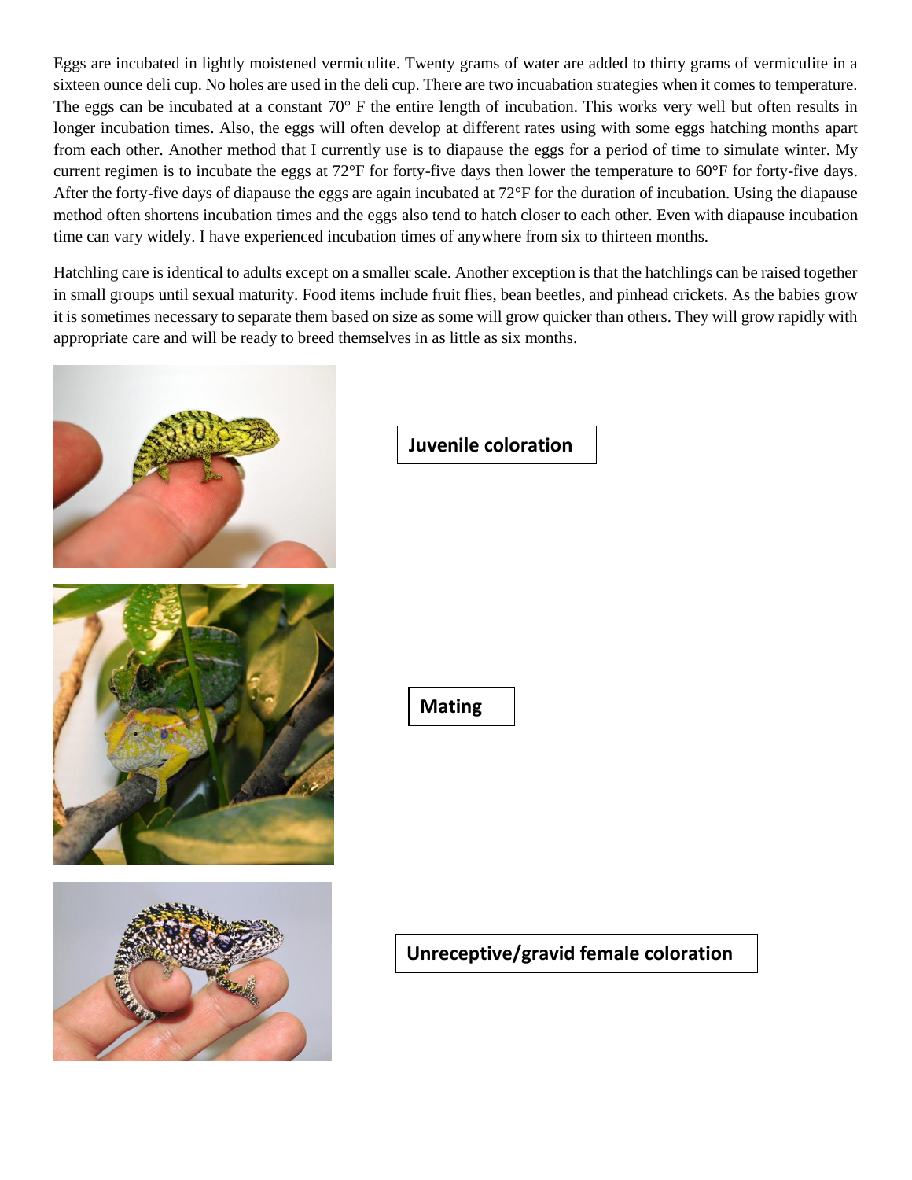Eggs are incubated in lightly moistened vermiculite. Twenty grams of water are added to thirty grams of vermiculite in a sixteen ounce deli cup. No holes are used in the deli cup. There are two incuabation strategies when it comes to temperature. The eggs can be incubated at a constant 70° F the entire length of incubation. This works very well but often results in longer incubation times. Also, the eggs will often develop at different rates using with some eggs hatching months apart from each other. Another method that I currently use is to diapause the eggs for a period of time to simulate winter. My current regimen is to incubate the eggs at 72°F for forty-five days then lower the temperature to 60°F for forty-five days. After the forty-five days of diapause the eggs are again incubated at 72°F for the duration of incubation. Using the diapause method often shortens incubation times and the eggs also tend to hatch closer to each other. Even with diapause incubation time can vary widely. I have experienced incubation times of anywhere from six to thirteen months.

Hatchling care is identical to adults except on a smaller scale. Another exception is that the hatchlings can be raised together in small groups until sexual maturity. Food items include fruit flies, bean beetles, and pinhead crickets. As the babies grow it is sometimes necessary to separate them based on size as some will grow quicker than others. They will grow rapidly with appropriate care and will be ready to breed themselves in as little as six months.

**Juvenile coloration**

**Mating**

**Unreceptive/gravid female coloration**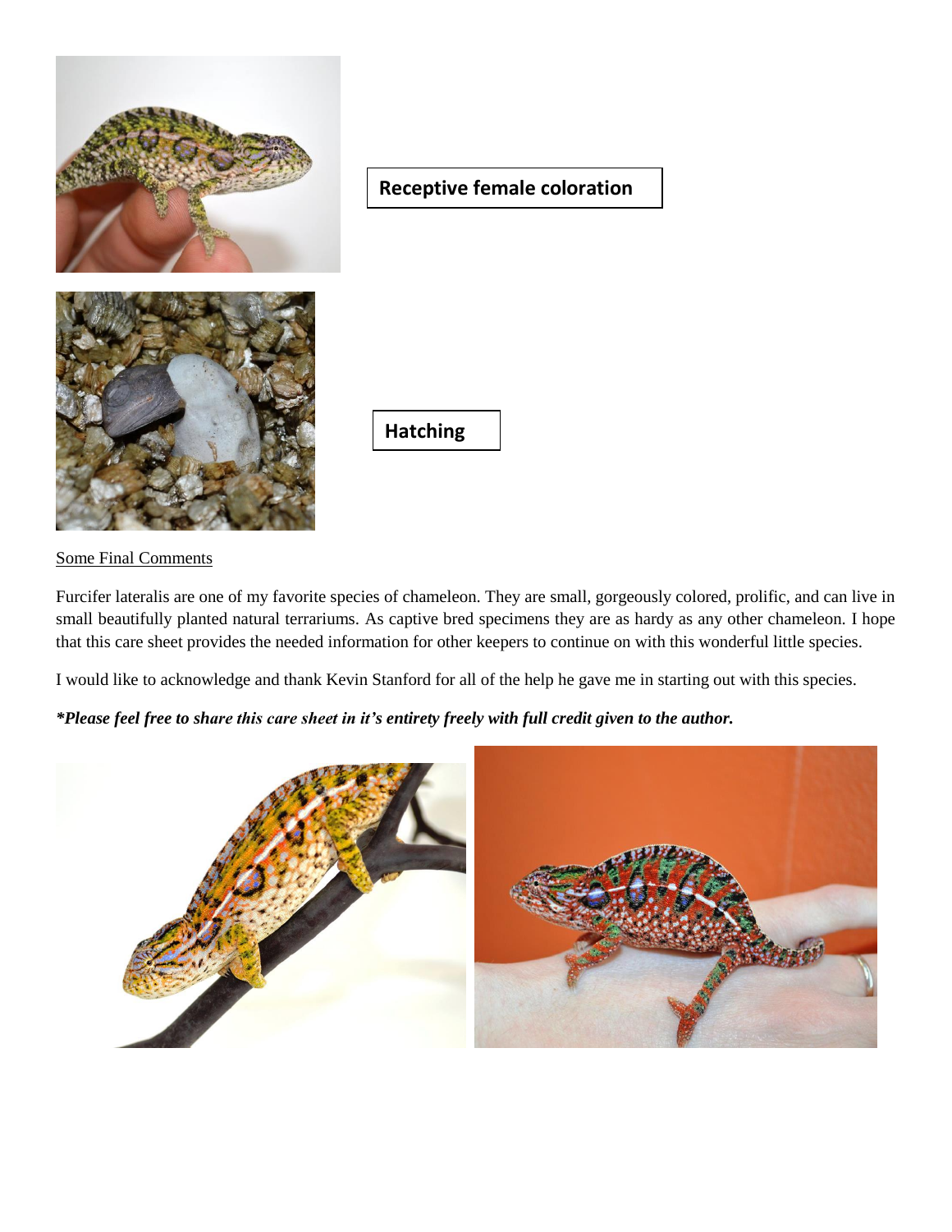Receptive female coloration

Hatching

Some Final Comments

Furcifer lateralis are one of my favorite species of chameleon. They are small, gorgeously colored, prolific, and can live in small beautifully planted natural terrariums. As captive bred specimens they are as hardy as any other chameleon. I hope that this care sheet provides the needed information for other keepers to continue on with this wonderful little species.

I would like to acknowledge and thank Kevin Stanford for all of the help he gave me in starting out with this species.

***Please feel free to share this care sheet in it's entirety freely with full credit given to the author.***